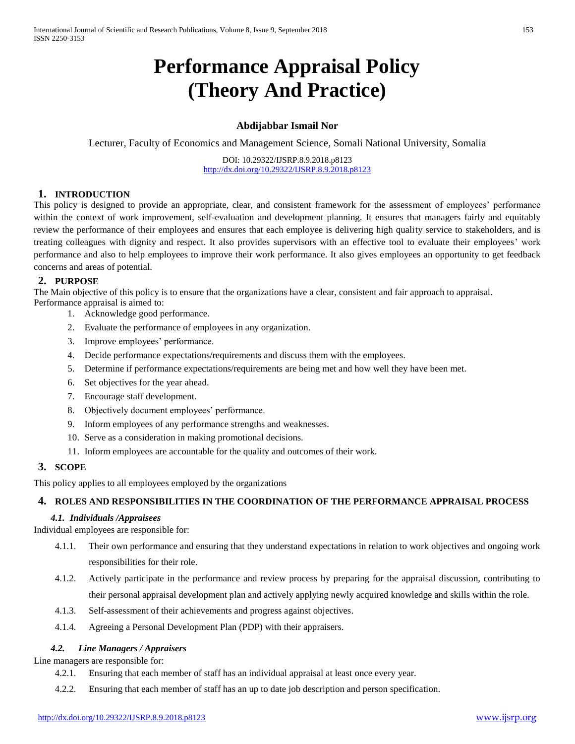# Performance Appraisal Policy (Theory And Practice)

**Abdijabbar Ismail Nor**

Lecturer, Faculty of Economics and Management Science, Somali National University, Somalia

DOI: 10.29322/IJSRP.8.9.2018.p8123
http://dx.doi.org/10.29322/IJSRP.8.9.2018.p8123

## 1. INTRODUCTION

This policy is designed to provide an appropriate, clear, and consistent framework for the assessment of employees' performance within the context of work improvement, self-evaluation and development planning. It ensures that managers fairly and equitably review the performance of their employees and ensures that each employee is delivering high quality service to stakeholders, and is treating colleagues with dignity and respect. It also provides supervisors with an effective tool to evaluate their employees' work performance and also to help employees to improve their work performance. It also gives employees an opportunity to get feedback concerns and areas of potential.

## 2. PURPOSE

The Main objective of this policy is to ensure that the organizations have a clear, consistent and fair approach to appraisal.
Performance appraisal is aimed to:

1. Acknowledge good performance.
2. Evaluate the performance of employees in any organization.
3. Improve employees' performance.
4. Decide performance expectations/requirements and discuss them with the employees.
5. Determine if performance expectations/requirements are being met and how well they have been met.
6. Set objectives for the year ahead.
7. Encourage staff development.
8. Objectively document employees' performance.
9. Inform employees of any performance strengths and weaknesses.
10. Serve as a consideration in making promotional decisions.
11. Inform employees are accountable for the quality and outcomes of their work.

## 3. SCOPE

This policy applies to all employees employed by the organizations

## 4. ROLES AND RESPONSIBILITIES IN THE COORDINATION OF THE PERFORMANCE APPRAISAL PROCESS

### *4.1. Individuals /Appraisees*

Individual employees are responsible for:

4.1.1. Their own performance and ensuring that they understand expectations in relation to work objectives and ongoing work responsibilities for their role.

4.1.2. Actively participate in the performance and review process by preparing for the appraisal discussion, contributing to their personal appraisal development plan and actively applying newly acquired knowledge and skills within the role.

4.1.3. Self-assessment of their achievements and progress against objectives.

4.1.4. Agreeing a Personal Development Plan (PDP) with their appraisers.

### *4.2. Line Managers / Appraisers*

Line managers are responsible for:

4.2.1. Ensuring that each member of staff has an individual appraisal at least once every year.

4.2.2. Ensuring that each member of staff has an up to date job description and person specification.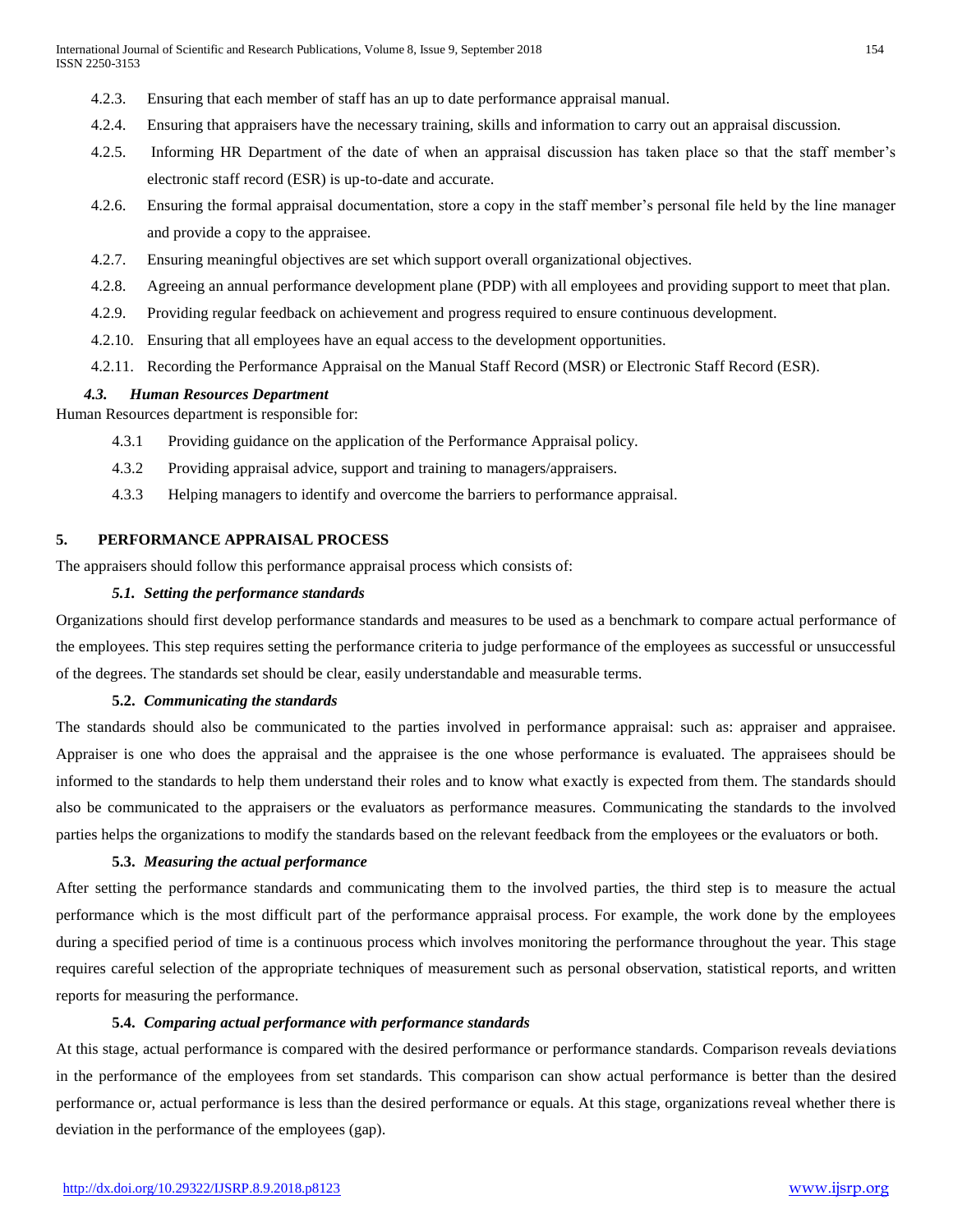4.2.3. Ensuring that each member of staff has an up to date performance appraisal manual.

4.2.4. Ensuring that appraisers have the necessary training, skills and information to carry out an appraisal discussion.

4.2.5. Informing HR Department of the date of when an appraisal discussion has taken place so that the staff member's electronic staff record (ESR) is up-to-date and accurate.

4.2.6. Ensuring the formal appraisal documentation, store a copy in the staff member's personal file held by the line manager and provide a copy to the appraisee.

4.2.7. Ensuring meaningful objectives are set which support overall organizational objectives.

4.2.8. Agreeing an annual performance development plane (PDP) with all employees and providing support to meet that plan.

4.2.9. Providing regular feedback on achievement and progress required to ensure continuous development.

4.2.10. Ensuring that all employees have an equal access to the development opportunities.

4.2.11. Recording the Performance Appraisal on the Manual Staff Record (MSR) or Electronic Staff Record (ESR).

### *4.3. Human Resources Department*

Human Resources department is responsible for:

4.3.1 Providing guidance on the application of the Performance Appraisal policy.

4.3.2 Providing appraisal advice, support and training to managers/appraisers.

4.3.3 Helping managers to identify and overcome the barriers to performance appraisal.

## 5. PERFORMANCE APPRAISAL PROCESS

The appraisers should follow this performance appraisal process which consists of:

### *5.1. Setting the performance standards*

Organizations should first develop performance standards and measures to be used as a benchmark to compare actual performance of the employees. This step requires setting the performance criteria to judge performance of the employees as successful or unsuccessful of the degrees. The standards set should be clear, easily understandable and measurable terms.

### 5.2. *Communicating the standards*

The standards should also be communicated to the parties involved in performance appraisal: such as: appraiser and appraisee. Appraiser is one who does the appraisal and the appraisee is the one whose performance is evaluated. The appraisees should be informed to the standards to help them understand their roles and to know what exactly is expected from them. The standards should also be communicated to the appraisers or the evaluators as performance measures. Communicating the standards to the involved parties helps the organizations to modify the standards based on the relevant feedback from the employees or the evaluators or both.

### 5.3. *Measuring the actual performance*

After setting the performance standards and communicating them to the involved parties, the third step is to measure the actual performance which is the most difficult part of the performance appraisal process. For example, the work done by the employees during a specified period of time is a continuous process which involves monitoring the performance throughout the year. This stage requires careful selection of the appropriate techniques of measurement such as personal observation, statistical reports, and written reports for measuring the performance.

### 5.4. *Comparing actual performance with performance standards*

At this stage, actual performance is compared with the desired performance or performance standards. Comparison reveals deviations in the performance of the employees from set standards. This comparison can show actual performance is better than the desired performance or, actual performance is less than the desired performance or equals. At this stage, organizations reveal whether there is deviation in the performance of the employees (gap).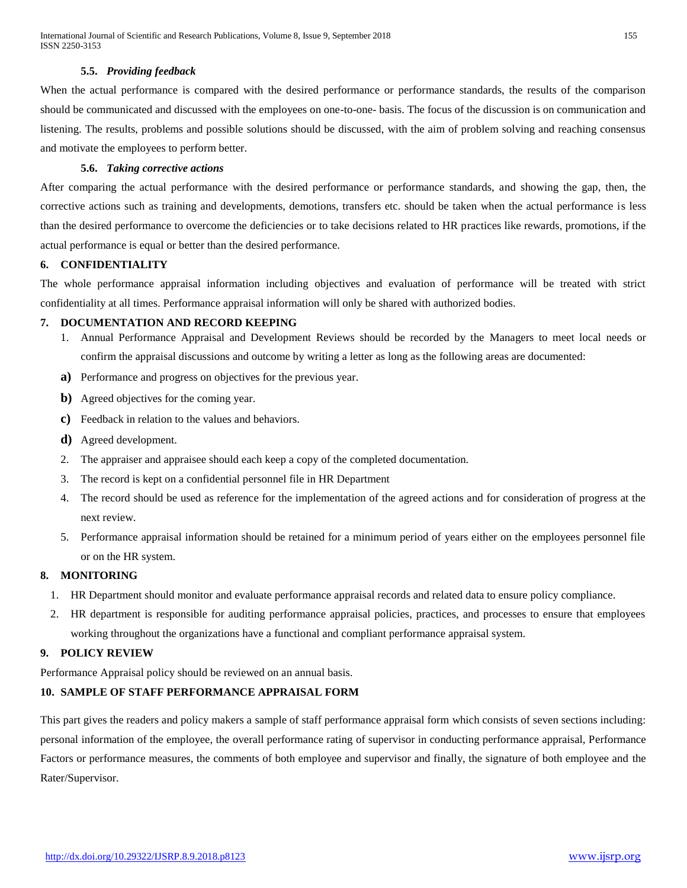### 5.5. *Providing feedback*

When the actual performance is compared with the desired performance or performance standards, the results of the comparison should be communicated and discussed with the employees on one-to-one- basis. The focus of the discussion is on communication and listening. The results, problems and possible solutions should be discussed, with the aim of problem solving and reaching consensus and motivate the employees to perform better.

### 5.6. *Taking corrective actions*

After comparing the actual performance with the desired performance or performance standards, and showing the gap, then, the corrective actions such as training and developments, demotions, transfers etc. should be taken when the actual performance is less than the desired performance to overcome the deficiencies or to take decisions related to HR practices like rewards, promotions, if the actual performance is equal or better than the desired performance.

## 6. CONFIDENTIALITY

The whole performance appraisal information including objectives and evaluation of performance will be treated with strict confidentiality at all times. Performance appraisal information will only be shared with authorized bodies.

## 7. DOCUMENTATION AND RECORD KEEPING

1. Annual Performance Appraisal and Development Reviews should be recorded by the Managers to meet local needs or confirm the appraisal discussions and outcome by writing a letter as long as the following areas are documented:

   **a)** Performance and progress on objectives for the previous year.

   **b)** Agreed objectives for the coming year.

   **c)** Feedback in relation to the values and behaviors.

   **d)** Agreed development.

2. The appraiser and appraisee should each keep a copy of the completed documentation.
3. The record is kept on a confidential personnel file in HR Department
4. The record should be used as reference for the implementation of the agreed actions and for consideration of progress at the next review.
5. Performance appraisal information should be retained for a minimum period of years either on the employees personnel file or on the HR system.

## 8. MONITORING

1. HR Department should monitor and evaluate performance appraisal records and related data to ensure policy compliance.
2. HR department is responsible for auditing performance appraisal policies, practices, and processes to ensure that employees working throughout the organizations have a functional and compliant performance appraisal system.

## 9. POLICY REVIEW

Performance Appraisal policy should be reviewed on an annual basis.

## 10. SAMPLE OF STAFF PERFORMANCE APPRAISAL FORM

This part gives the readers and policy makers a sample of staff performance appraisal form which consists of seven sections including: personal information of the employee, the overall performance rating of supervisor in conducting performance appraisal, Performance Factors or performance measures, the comments of both employee and supervisor and finally, the signature of both employee and the Rater/Supervisor.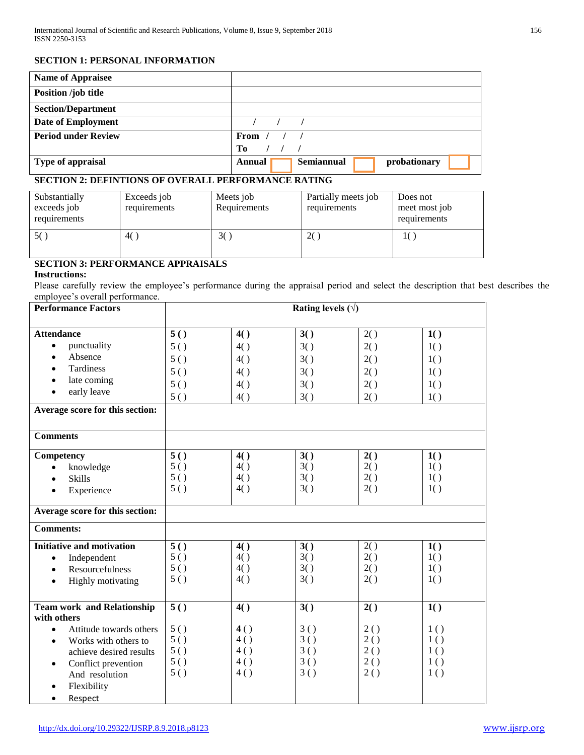**SECTION 1: PERSONAL INFORMATION**

| Name of Appraisee | |
|---|---|
| Position /job title | |
| Section/Department | |
| Date of Employment | / / / |
| Period under Review | From / / / <br> To / / / |
| Type of appraisal | Annual ☐ Semiannual ☐ probationary ☐ |

**SECTION 2: DEFINTIONS OF OVERALL PERFORMANCE RATING**

| Substantially exceeds job requirements | Exceeds job requirements | Meets job Requirements | Partially meets job requirements | Does not meet most job requirements |
|---|---|---|---|---|
| 5( ) | 4( ) | 3( ) | 2( ) | 1( ) |

**SECTION 3: PERFORMANCE APPRAISALS**

**Instructions:**

Please carefully review the employee's performance during the appraisal period and select the description that best describes the employee's overall performance.

| **Performance Factors** | **Rating levels (√)** | | | | |
|---|---|---|---|---|---|
| **Attendance** | **5 ( )** | **4( )** | **3( )** | 2( ) | **1( )** |
| • punctuality | 5 ( ) | 4( ) | 3( ) | 2( ) | 1( ) |
| • Absence | 5 ( ) | 4( ) | 3( ) | 2( ) | 1( ) |
| • Tardiness | 5 ( ) | 4( ) | 3( ) | 2( ) | 1( ) |
| • late coming | 5 ( ) | 4( ) | 3( ) | 2( ) | 1( ) |
| • early leave | 5 ( ) | 4( ) | 3( ) | 2( ) | 1( ) |
| **Average score for this section:** | | | | | |
| **Comments** | | | | | |
| **Competency** | **5 ( )** | **4( )** | **3( )** | **2( )** | **1( )** |
| • knowledge | 5 ( ) | 4( ) | 3( ) | 2( ) | 1( ) |
| • Skills | 5 ( ) | 4( ) | 3( ) | 2( ) | 1( ) |
| • Experience | 5 ( ) | 4( ) | 3( ) | 2( ) | 1( ) |
| **Average score for this section:** | | | | | |
| **Comments:** | | | | | |
| **Initiative and motivation** | **5 ( )** | **4( )** | **3( )** | 2( ) | **1( )** |
| • Independent | 5 ( ) | 4( ) | 3( ) | 2( ) | 1( ) |
| • Resourcefulness | 5 ( ) | 4( ) | 3( ) | 2( ) | 1( ) |
| • Highly motivating | 5 ( ) | 4( ) | 3( ) | 2( ) | 1( ) |
| **Team work and Relationship with others** | **5 ( )** | **4( )** | **3( )** | **2( )** | **1( )** |
| • Attitude towards others | 5 ( ) | 4 ( ) | 3 ( ) | 2 ( ) | 1 ( ) |
| • Works with others to achieve desired results | 5 ( ) | 4 ( ) | 3 ( ) | 2 ( ) | 1 ( ) |
| • Conflict prevention And resolution | 5 ( ) | 4 ( ) | 3 ( ) | 2 ( ) | 1 ( ) |
| • Flexibility | 5 ( ) | 4 ( ) | 3 ( ) | 2 ( ) | 1 ( ) |
| • Respect | 5 ( ) | 4 ( ) | 3 ( ) | 2 ( ) | 1 ( ) |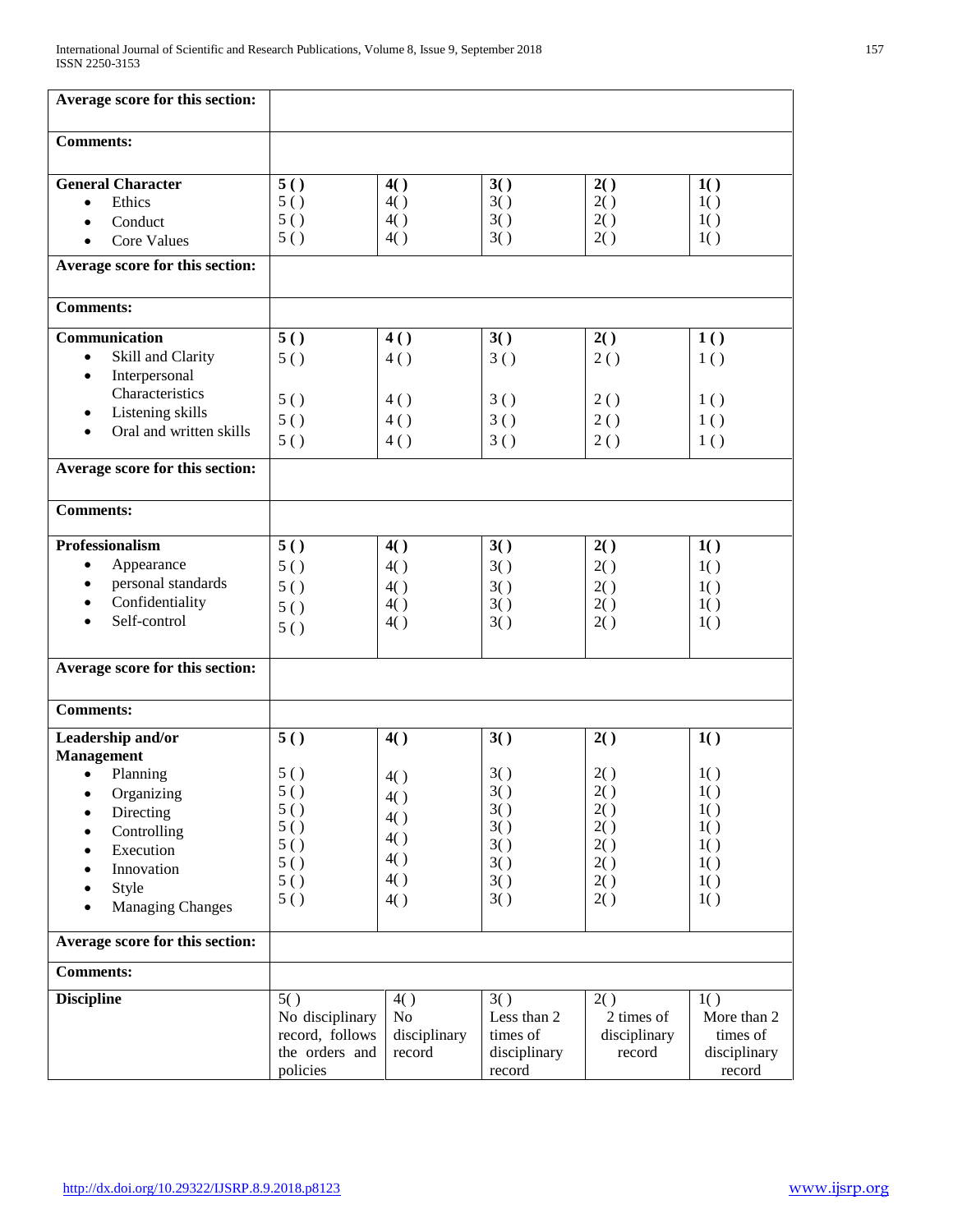| | | | | | |
|---|---|---|---|---|---|
| **Average score for this section:** | | | | | |
| **Comments:** | | | | | |
| **General Character** | **5 ( )** | **4( )** | **3( )** | **2( )** | **1( )** |
| • Ethics | 5 ( ) | 4( ) | 3( ) | 2( ) | 1( ) |
| • Conduct | 5 ( ) | 4( ) | 3( ) | 2( ) | 1( ) |
| • Core Values | 5 ( ) | 4( ) | 3( ) | 2( ) | 1( ) |
| **Average score for this section:** | | | | | |
| **Comments:** | | | | | |
| **Communication** | **5 ( )** | **4 ( )** | **3( )** | **2( )** | **1 ( )** |
| • Skill and Clarity | 5 ( ) | 4 ( ) | 3 ( ) | 2 ( ) | 1 ( ) |
| • Interpersonal Characteristics | 5 ( ) | 4 ( ) | 3 ( ) | 2 ( ) | 1 ( ) |
| • Listening skills | 5 ( ) | 4 ( ) | 3 ( ) | 2 ( ) | 1 ( ) |
| • Oral and written skills | 5 ( ) | 4 ( ) | 3 ( ) | 2 ( ) | 1 ( ) |
| **Average score for this section:** | | | | | |
| **Comments:** | | | | | |
| **Professionalism** | **5 ( )** | **4( )** | **3( )** | **2( )** | **1( )** |
| • Appearance | 5 ( ) | 4( ) | 3( ) | 2( ) | 1( ) |
| • personal standards | 5 ( ) | 4( ) | 3( ) | 2( ) | 1( ) |
| • Confidentiality | 5 ( ) | 4( ) | 3( ) | 2( ) | 1( ) |
| • Self-control | 5 ( ) | 4( ) | 3( ) | 2( ) | 1( ) |
| **Average score for this section:** | | | | | |
| **Comments:** | | | | | |
| **Leadership and/or Management** | **5 ( )** | **4( )** | **3( )** | **2( )** | **1( )** |
| • Planning | 5 ( ) | 4( ) | 3( ) | 2( ) | 1( ) |
| • Organizing | 5 ( ) | 4( ) | 3( ) | 2( ) | 1( ) |
| • Directing | 5 ( ) | 4( ) | 3( ) | 2( ) | 1( ) |
| • Controlling | 5 ( ) | 4( ) | 3( ) | 2( ) | 1( ) |
| • Execution | 5 ( ) | 4( ) | 3( ) | 2( ) | 1( ) |
| • Innovation | 5 ( ) | 4( ) | 3( ) | 2( ) | 1( ) |
| • Style | 5 ( ) | 4( ) | 3( ) | 2( ) | 1( ) |
| • Managing Changes | 5 ( ) | 4( ) | 3( ) | 2( ) | 1( ) |
| **Average score for this section:** | | | | | |
| **Comments:** | | | | | |
| **Discipline** | 5( ) No disciplinary record, follows the orders and policies | 4( ) No disciplinary record | 3( ) Less than 2 times of disciplinary record | 2( ) 2 times of disciplinary record | 1( ) More than 2 times of disciplinary record |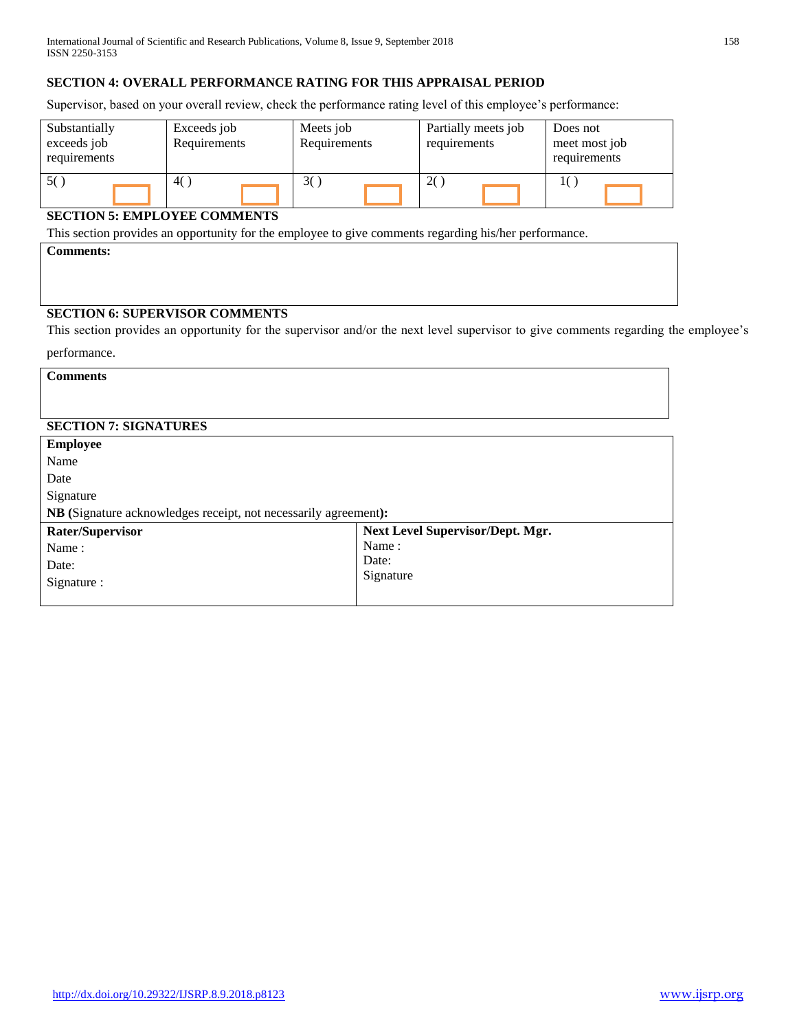**SECTION 4: OVERALL PERFORMANCE RATING FOR THIS APPRAISAL PERIOD**

Supervisor, based on your overall review, check the performance rating level of this employee's performance:

| Substantially exceeds job requirements | Exceeds job Requirements | Meets job Requirements | Partially meets job requirements | Does not meet most job requirements |
|---|---|---|---|---|
| 5( ) | 4( ) | 3( ) | 2( ) | 1( ) |

**SECTION 5: EMPLOYEE COMMENTS**

This section provides an opportunity for the employee to give comments regarding his/her performance.

| **Comments:** |
|---|
| |

**SECTION 6: SUPERVISOR COMMENTS**

This section provides an opportunity for the supervisor and/or the next level supervisor to give comments regarding the employee's performance.

| **Comments** |
|---|
| |

**SECTION 7: SIGNATURES**

| **Employee** | |
|---|---|
| Name | |
| Date | |
| Signature | |
| **NB (**Signature acknowledges receipt, not necessarily agreement**):** | |
| **Rater/Supervisor** | **Next Level Supervisor/Dept. Mgr.** |
| Name : | Name : |
| Date: | Date: |
| Signature : | Signature |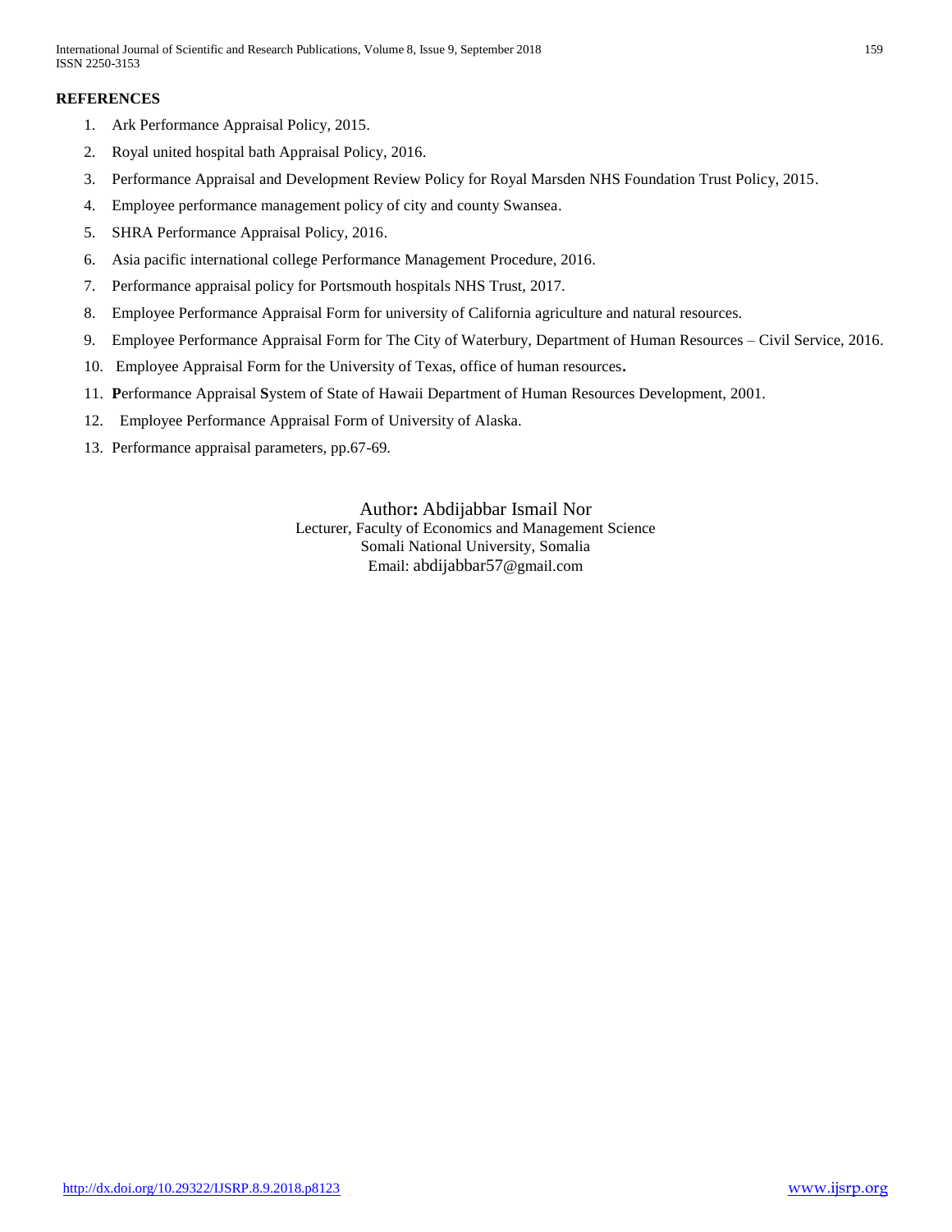**REFERENCES**

1. Ark Performance Appraisal Policy, 2015.
2. Royal united hospital bath Appraisal Policy, 2016.
3. Performance Appraisal and Development Review Policy for Royal Marsden NHS Foundation Trust Policy, 2015.
4. Employee performance management policy of city and county Swansea.
5. SHRA Performance Appraisal Policy, 2016.
6. Asia pacific international college Performance Management Procedure, 2016.
7. Performance appraisal policy for Portsmouth hospitals NHS Trust, 2017.
8. Employee Performance Appraisal Form for university of California agriculture and natural resources.
9. Employee Performance Appraisal Form for The City of Waterbury, Department of Human Resources – Civil Service, 2016.
10. Employee Appraisal Form for the University of Texas, office of human resources**.**
11. **P**erformance Appraisal **S**ystem of State of Hawaii Department of Human Resources Development, 2001.
12. Employee Performance Appraisal Form of University of Alaska.
13. Performance appraisal parameters, pp.67-69.

Author**:** Abdijabbar Ismail Nor
Lecturer, Faculty of Economics and Management Science
Somali National University, Somalia
Email: abdijabbar57@gmail.com